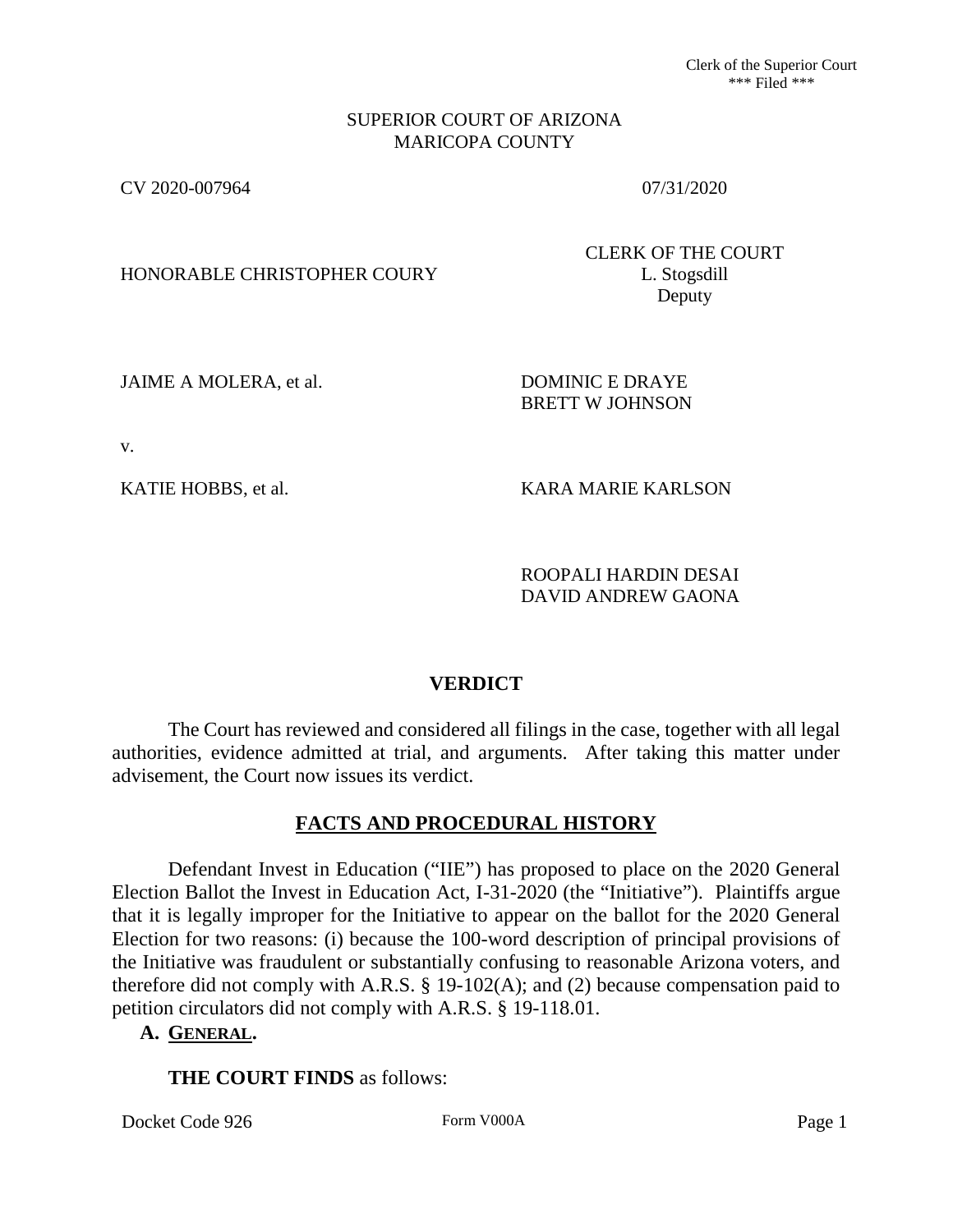Clerk of the Superior Court
\*\*\* Filed \*\*\*

SUPERIOR COURT OF ARIZONA
MARICOPA COUNTY

CV 2020-007964 07/31/2020

HONORABLE CHRISTOPHER COURY

CLERK OF THE COURT
L. Stogsdill
Deputy

JAIME A MOLERA, et al. DOMINIC E DRAYE
BRETT W JOHNSON

v.

KATIE HOBBS, et al. KARA MARIE KARLSON

ROOPALI HARDIN DESAI
DAVID ANDREW GAONA

## VERDICT

The Court has reviewed and considered all filings in the case, together with all legal authorities, evidence admitted at trial, and arguments. After taking this matter under advisement, the Court now issues its verdict.

## FACTS AND PROCEDURAL HISTORY

Defendant Invest in Education ("IIE") has proposed to place on the 2020 General Election Ballot the Invest in Education Act, I-31-2020 (the "Initiative"). Plaintiffs argue that it is legally improper for the Initiative to appear on the ballot for the 2020 General Election for two reasons: (i) because the 100-word description of principal provisions of the Initiative was fraudulent or substantially confusing to reasonable Arizona voters, and therefore did not comply with A.R.S. § 19-102(A); and (2) because compensation paid to petition circulators did not comply with A.R.S. § 19-118.01.

### A. GENERAL.

**THE COURT FINDS** as follows: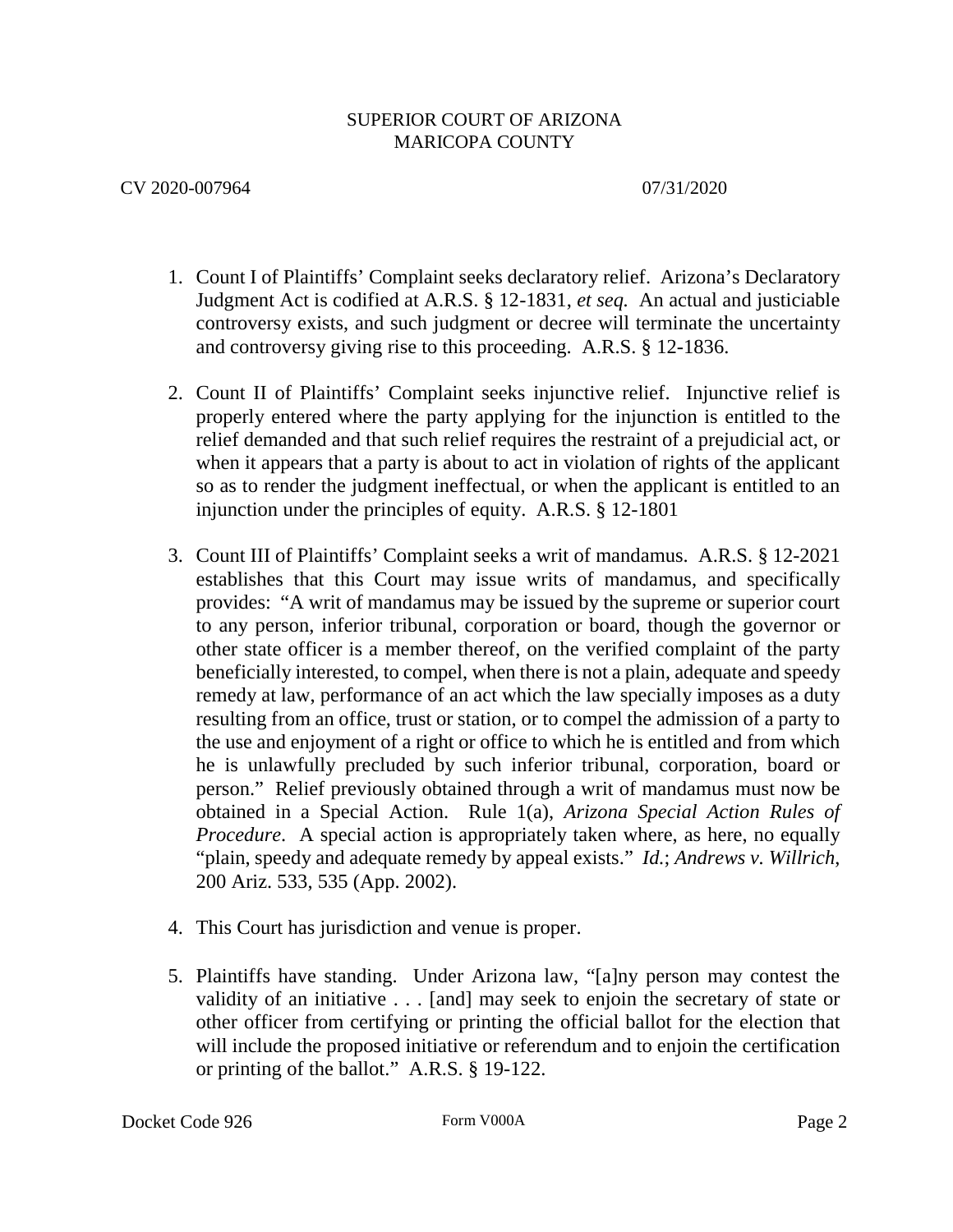1. Count I of Plaintiffs' Complaint seeks declaratory relief. Arizona's Declaratory Judgment Act is codified at A.R.S. § 12-1831, *et seq.* An actual and justiciable controversy exists, and such judgment or decree will terminate the uncertainty and controversy giving rise to this proceeding. A.R.S. § 12-1836.

2. Count II of Plaintiffs' Complaint seeks injunctive relief. Injunctive relief is properly entered where the party applying for the injunction is entitled to the relief demanded and that such relief requires the restraint of a prejudicial act, or when it appears that a party is about to act in violation of rights of the applicant so as to render the judgment ineffectual, or when the applicant is entitled to an injunction under the principles of equity. A.R.S. § 12-1801

3. Count III of Plaintiffs' Complaint seeks a writ of mandamus. A.R.S. § 12-2021 establishes that this Court may issue writs of mandamus, and specifically provides: "A writ of mandamus may be issued by the supreme or superior court to any person, inferior tribunal, corporation or board, though the governor or other state officer is a member thereof, on the verified complaint of the party beneficially interested, to compel, when there is not a plain, adequate and speedy remedy at law, performance of an act which the law specially imposes as a duty resulting from an office, trust or station, or to compel the admission of a party to the use and enjoyment of a right or office to which he is entitled and from which he is unlawfully precluded by such inferior tribunal, corporation, board or person." Relief previously obtained through a writ of mandamus must now be obtained in a Special Action. Rule 1(a), *Arizona Special Action Rules of Procedure*. A special action is appropriately taken where, as here, no equally "plain, speedy and adequate remedy by appeal exists." *Id.*; *Andrews v. Willrich*, 200 Ariz. 533, 535 (App. 2002).

4. This Court has jurisdiction and venue is proper.

5. Plaintiffs have standing. Under Arizona law, "[a]ny person may contest the validity of an initiative . . . [and] may seek to enjoin the secretary of state or other officer from certifying or printing the official ballot for the election that will include the proposed initiative or referendum and to enjoin the certification or printing of the ballot." A.R.S. § 19-122.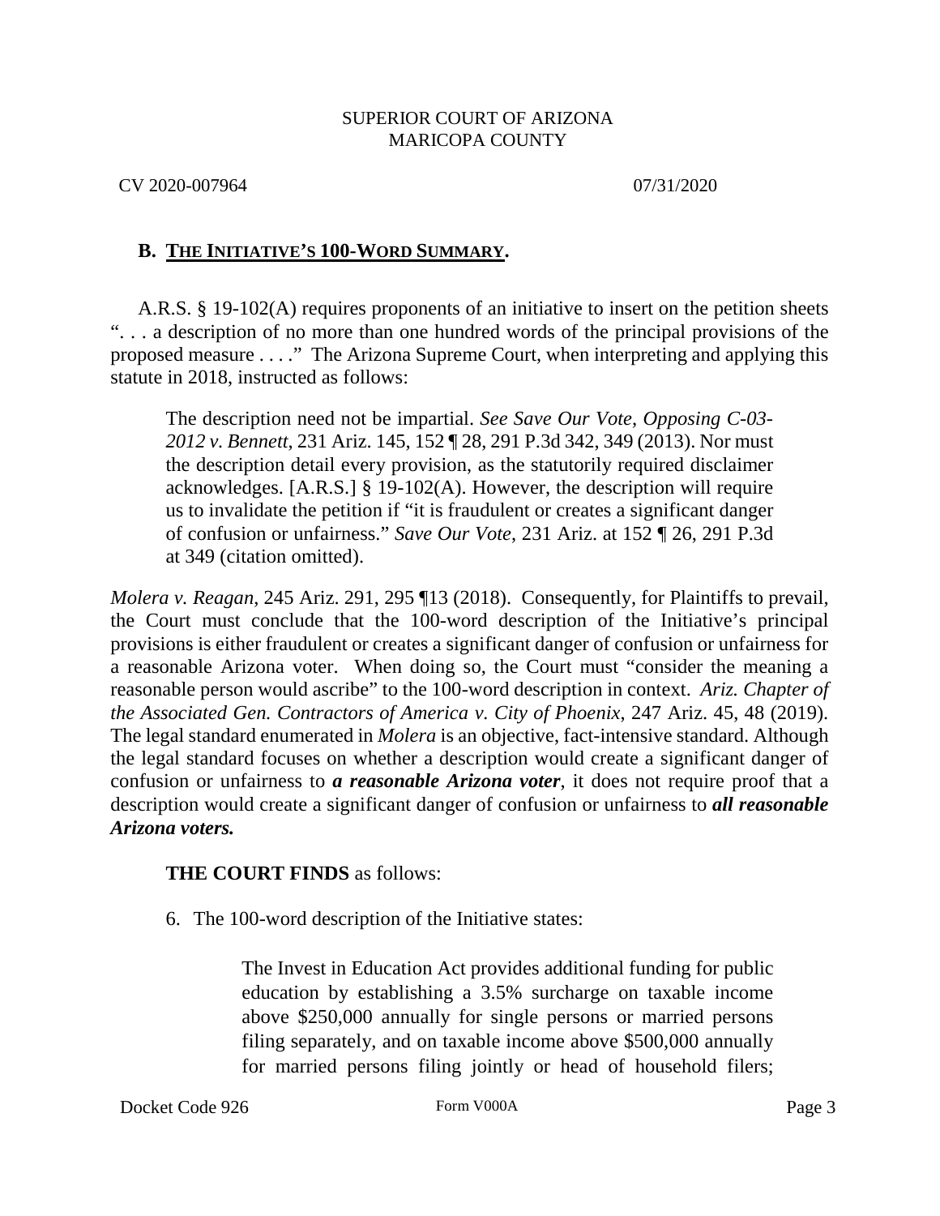## B. THE INITIATIVE'S 100-WORD SUMMARY.

A.R.S. § 19-102(A) requires proponents of an initiative to insert on the petition sheets ". . . a description of no more than one hundred words of the principal provisions of the proposed measure . . . ." The Arizona Supreme Court, when interpreting and applying this statute in 2018, instructed as follows:

> The description need not be impartial. *See Save Our Vote, Opposing C-03-2012 v. Bennett*, 231 Ariz. 145, 152 ¶ 28, 291 P.3d 342, 349 (2013). Nor must the description detail every provision, as the statutorily required disclaimer acknowledges. [A.R.S.] § 19-102(A). However, the description will require us to invalidate the petition if "it is fraudulent or creates a significant danger of confusion or unfairness." *Save Our Vote*, 231 Ariz. at 152 ¶ 26, 291 P.3d at 349 (citation omitted).

*Molera v. Reagan*, 245 Ariz. 291, 295 ¶13 (2018). Consequently, for Plaintiffs to prevail, the Court must conclude that the 100-word description of the Initiative's principal provisions is either fraudulent or creates a significant danger of confusion or unfairness for a reasonable Arizona voter. When doing so, the Court must "consider the meaning a reasonable person would ascribe" to the 100-word description in context. *Ariz. Chapter of the Associated Gen. Contractors of America v. City of Phoenix*, 247 Ariz. 45, 48 (2019). The legal standard enumerated in *Molera* is an objective, fact-intensive standard. Although the legal standard focuses on whether a description would create a significant danger of confusion or unfairness to ***a reasonable Arizona voter***, it does not require proof that a description would create a significant danger of confusion or unfairness to ***all reasonable Arizona voters.***

**THE COURT FINDS** as follows:

6. The 100-word description of the Initiative states:

> The Invest in Education Act provides additional funding for public education by establishing a 3.5% surcharge on taxable income above $250,000 annually for single persons or married persons filing separately, and on taxable income above $500,000 annually for married persons filing jointly or head of household filers;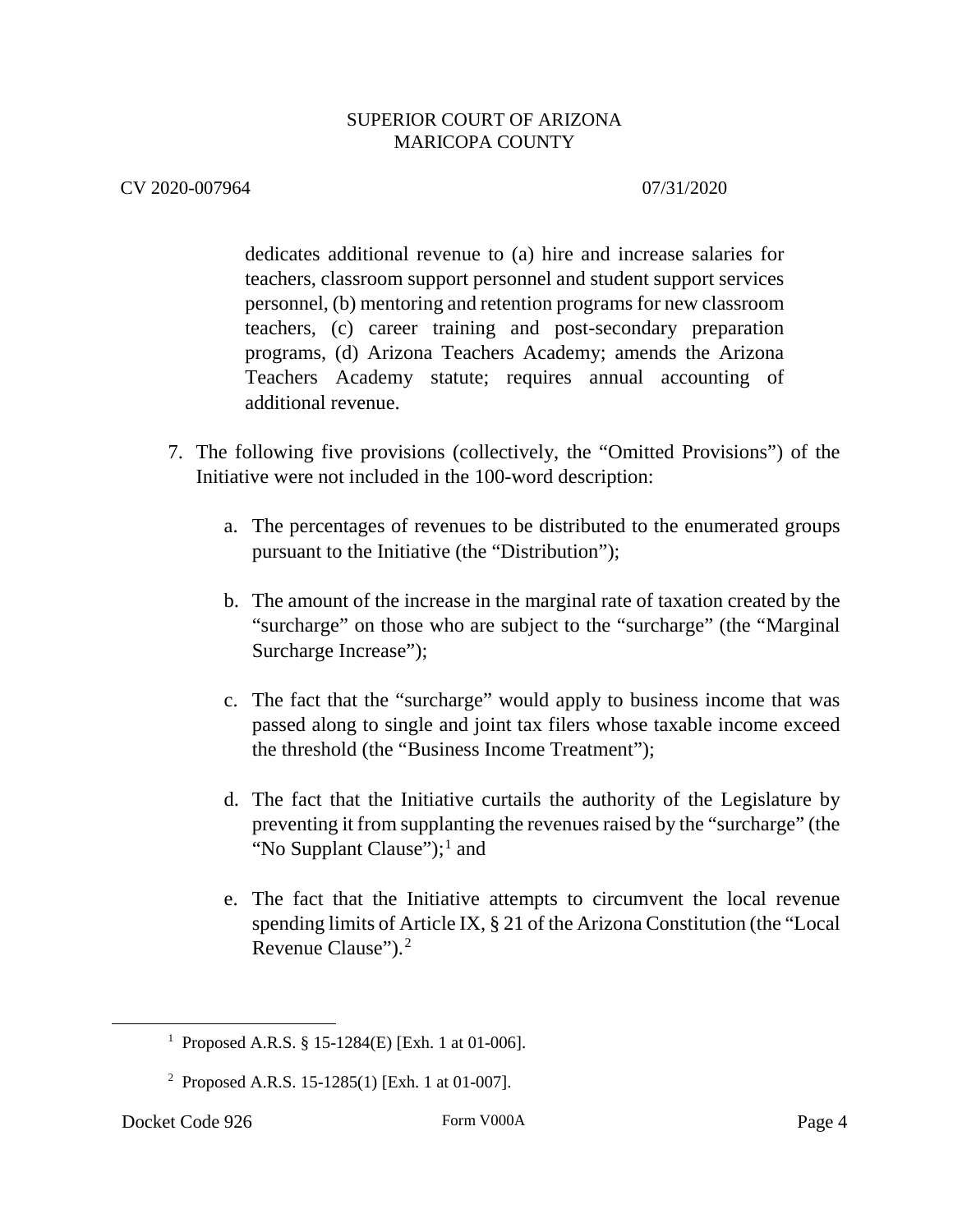dedicates additional revenue to (a) hire and increase salaries for teachers, classroom support personnel and student support services personnel, (b) mentoring and retention programs for new classroom teachers, (c) career training and post-secondary preparation programs, (d) Arizona Teachers Academy; amends the Arizona Teachers Academy statute; requires annual accounting of additional revenue.

7. The following five provisions (collectively, the "Omitted Provisions") of the Initiative were not included in the 100-word description:

   a. The percentages of revenues to be distributed to the enumerated groups pursuant to the Initiative (the "Distribution");

   b. The amount of the increase in the marginal rate of taxation created by the "surcharge" on those who are subject to the "surcharge" (the "Marginal Surcharge Increase");

   c. The fact that the "surcharge" would apply to business income that was passed along to single and joint tax filers whose taxable income exceed the threshold (the "Business Income Treatment");

   d. The fact that the Initiative curtails the authority of the Legislature by preventing it from supplanting the revenues raised by the "surcharge" (the "No Supplant Clause");[1] and

   e. The fact that the Initiative attempts to circumvent the local revenue spending limits of Article IX, § 21 of the Arizona Constitution (the "Local Revenue Clause").[2]

---

[1] Proposed A.R.S. § 15-1284(E) [Exh. 1 at 01-006].

[2] Proposed A.R.S. 15-1285(1) [Exh. 1 at 01-007].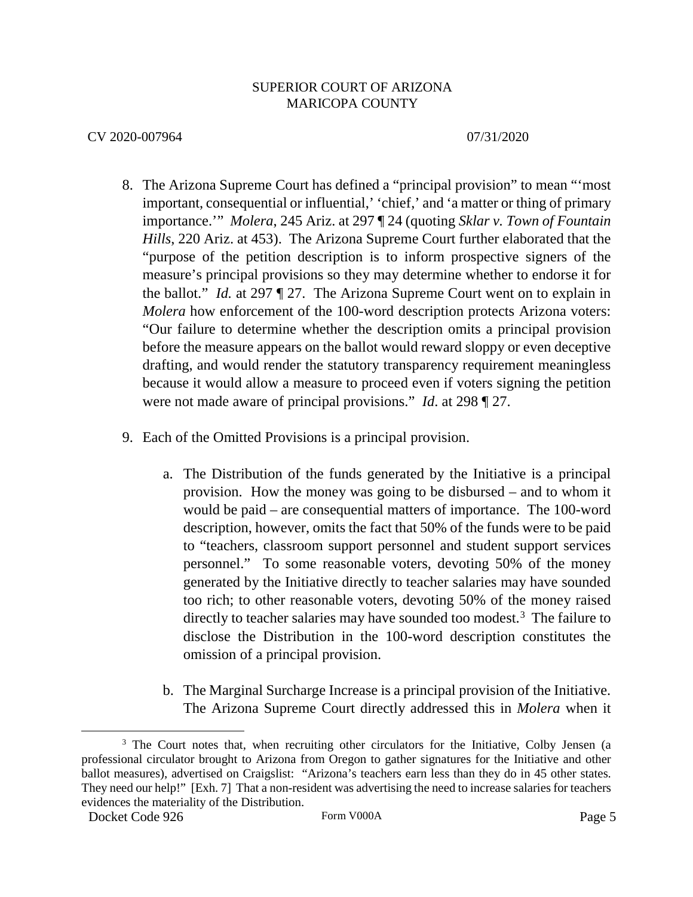8. The Arizona Supreme Court has defined a "principal provision" to mean "'most important, consequential or influential,' 'chief,' and 'a matter or thing of primary importance.'" *Molera*, 245 Ariz. at 297 ¶ 24 (quoting *Sklar v. Town of Fountain Hills*, 220 Ariz. at 453). The Arizona Supreme Court further elaborated that the "purpose of the petition description is to inform prospective signers of the measure's principal provisions so they may determine whether to endorse it for the ballot." *Id.* at 297 ¶ 27. The Arizona Supreme Court went on to explain in *Molera* how enforcement of the 100-word description protects Arizona voters: "Our failure to determine whether the description omits a principal provision before the measure appears on the ballot would reward sloppy or even deceptive drafting, and would render the statutory transparency requirement meaningless because it would allow a measure to proceed even if voters signing the petition were not made aware of principal provisions." *Id*. at 298 ¶ 27.

9. Each of the Omitted Provisions is a principal provision.

   a. The Distribution of the funds generated by the Initiative is a principal provision. How the money was going to be disbursed – and to whom it would be paid – are consequential matters of importance. The 100-word description, however, omits the fact that 50% of the funds were to be paid to "teachers, classroom support personnel and student support services personnel." To some reasonable voters, devoting 50% of the money generated by the Initiative directly to teacher salaries may have sounded too rich; to other reasonable voters, devoting 50% of the money raised directly to teacher salaries may have sounded too modest.[3] The failure to disclose the Distribution in the 100-word description constitutes the omission of a principal provision.

   b. The Marginal Surcharge Increase is a principal provision of the Initiative. The Arizona Supreme Court directly addressed this in *Molera* when it

[3] The Court notes that, when recruiting other circulators for the Initiative, Colby Jensen (a professional circulator brought to Arizona from Oregon to gather signatures for the Initiative and other ballot measures), advertised on Craigslist: "Arizona's teachers earn less than they do in 45 other states. They need our help!" [Exh. 7] That a non-resident was advertising the need to increase salaries for teachers evidences the materiality of the Distribution.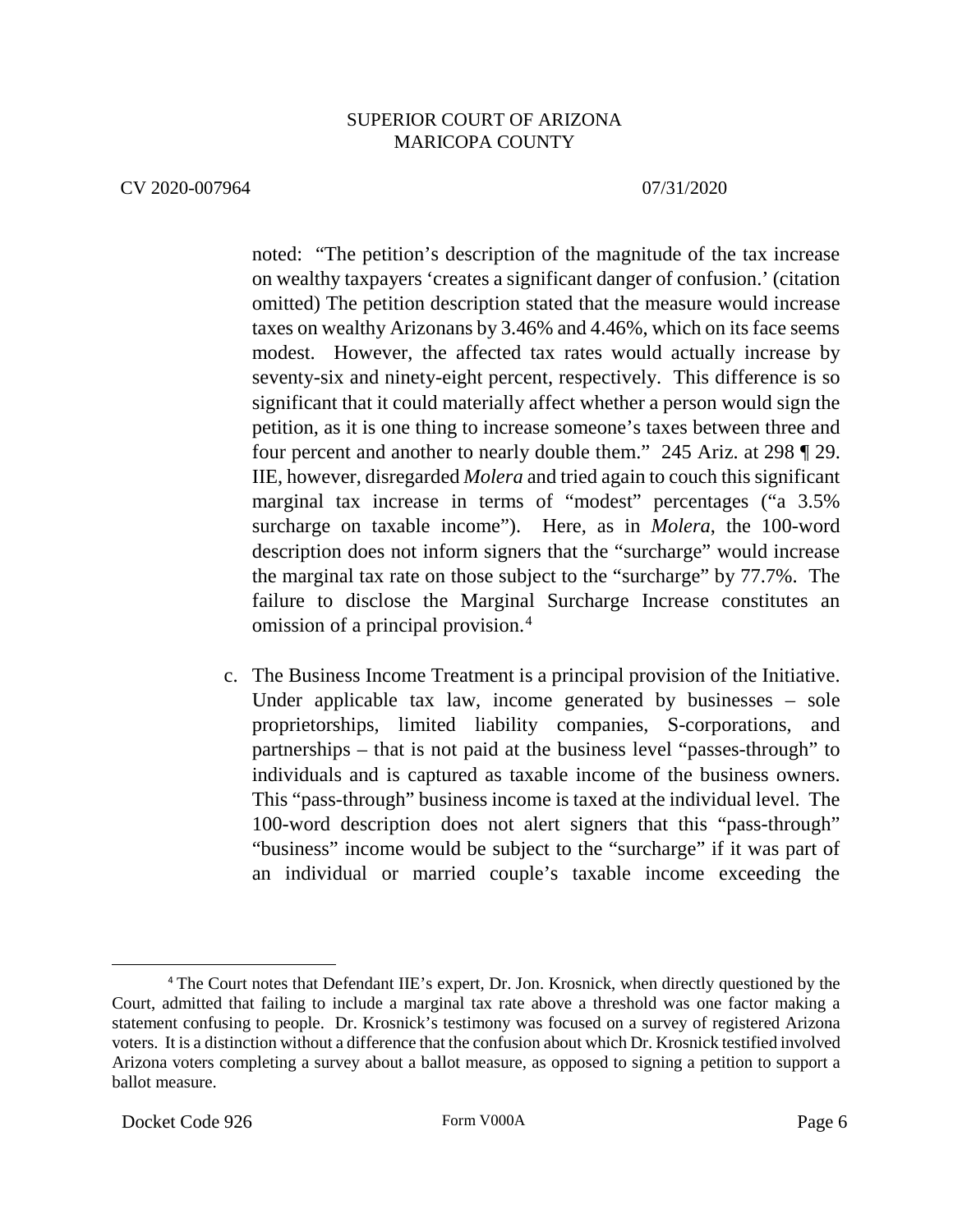noted: "The petition's description of the magnitude of the tax increase on wealthy taxpayers 'creates a significant danger of confusion.' (citation omitted) The petition description stated that the measure would increase taxes on wealthy Arizonans by 3.46% and 4.46%, which on its face seems modest. However, the affected tax rates would actually increase by seventy-six and ninety-eight percent, respectively. This difference is so significant that it could materially affect whether a person would sign the petition, as it is one thing to increase someone's taxes between three and four percent and another to nearly double them." 245 Ariz. at 298 ¶ 29. IIE, however, disregarded *Molera* and tried again to couch this significant marginal tax increase in terms of "modest" percentages ("a 3.5% surcharge on taxable income"). Here, as in *Molera*, the 100-word description does not inform signers that the "surcharge" would increase the marginal tax rate on those subject to the "surcharge" by 77.7%. The failure to disclose the Marginal Surcharge Increase constitutes an omission of a principal provision.[4]

c. The Business Income Treatment is a principal provision of the Initiative. Under applicable tax law, income generated by businesses – sole proprietorships, limited liability companies, S-corporations, and partnerships – that is not paid at the business level "passes-through" to individuals and is captured as taxable income of the business owners. This "pass-through" business income is taxed at the individual level. The 100-word description does not alert signers that this "pass-through" "business" income would be subject to the "surcharge" if it was part of an individual or married couple's taxable income exceeding the

---

[4] The Court notes that Defendant IIE's expert, Dr. Jon. Krosnick, when directly questioned by the Court, admitted that failing to include a marginal tax rate above a threshold was one factor making a statement confusing to people. Dr. Krosnick's testimony was focused on a survey of registered Arizona voters. It is a distinction without a difference that the confusion about which Dr. Krosnick testified involved Arizona voters completing a survey about a ballot measure, as opposed to signing a petition to support a ballot measure.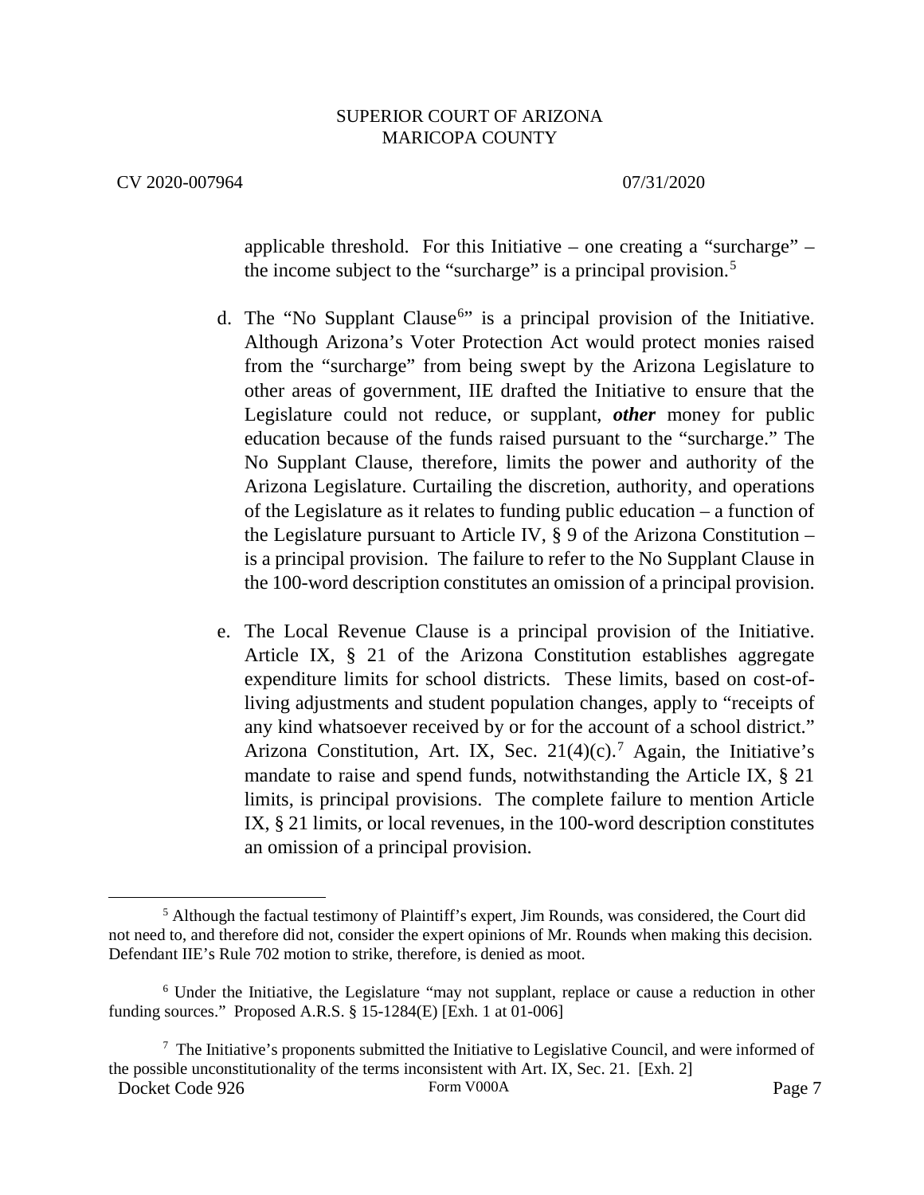applicable threshold. For this Initiative – one creating a "surcharge" – the income subject to the "surcharge" is a principal provision.[5]

d. The "No Supplant Clause[6]" is a principal provision of the Initiative. Although Arizona's Voter Protection Act would protect monies raised from the "surcharge" from being swept by the Arizona Legislature to other areas of government, IIE drafted the Initiative to ensure that the Legislature could not reduce, or supplant, ***other*** money for public education because of the funds raised pursuant to the "surcharge." The No Supplant Clause, therefore, limits the power and authority of the Arizona Legislature. Curtailing the discretion, authority, and operations of the Legislature as it relates to funding public education – a function of the Legislature pursuant to Article IV, § 9 of the Arizona Constitution – is a principal provision. The failure to refer to the No Supplant Clause in the 100-word description constitutes an omission of a principal provision.

e. The Local Revenue Clause is a principal provision of the Initiative. Article IX, § 21 of the Arizona Constitution establishes aggregate expenditure limits for school districts. These limits, based on cost-of-living adjustments and student population changes, apply to "receipts of any kind whatsoever received by or for the account of a school district." Arizona Constitution, Art. IX, Sec. 21(4)(c).[7] Again, the Initiative's mandate to raise and spend funds, notwithstanding the Article IX, § 21 limits, is principal provisions. The complete failure to mention Article IX, § 21 limits, or local revenues, in the 100-word description constitutes an omission of a principal provision.

---

[5] Although the factual testimony of Plaintiff's expert, Jim Rounds, was considered, the Court did not need to, and therefore did not, consider the expert opinions of Mr. Rounds when making this decision. Defendant IIE's Rule 702 motion to strike, therefore, is denied as moot.

[6] Under the Initiative, the Legislature "may not supplant, replace or cause a reduction in other funding sources." Proposed A.R.S. § 15-1284(E) [Exh. 1 at 01-006]

[7] The Initiative's proponents submitted the Initiative to Legislative Council, and were informed of the possible unconstitutionality of the terms inconsistent with Art. IX, Sec. 21. [Exh. 2]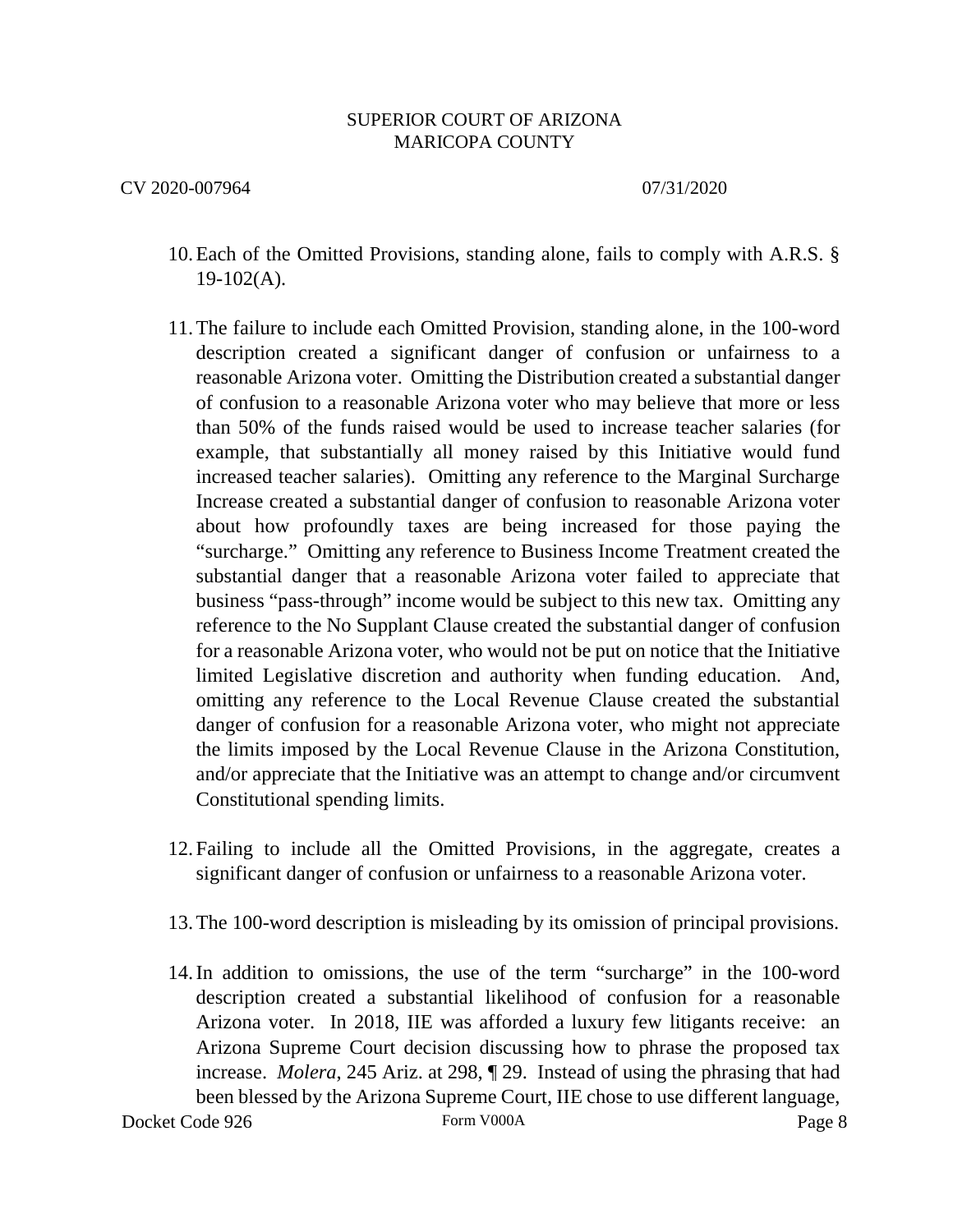10. Each of the Omitted Provisions, standing alone, fails to comply with A.R.S. § 19-102(A).

11. The failure to include each Omitted Provision, standing alone, in the 100-word description created a significant danger of confusion or unfairness to a reasonable Arizona voter. Omitting the Distribution created a substantial danger of confusion to a reasonable Arizona voter who may believe that more or less than 50% of the funds raised would be used to increase teacher salaries (for example, that substantially all money raised by this Initiative would fund increased teacher salaries). Omitting any reference to the Marginal Surcharge Increase created a substantial danger of confusion to reasonable Arizona voter about how profoundly taxes are being increased for those paying the "surcharge." Omitting any reference to Business Income Treatment created the substantial danger that a reasonable Arizona voter failed to appreciate that business "pass-through" income would be subject to this new tax. Omitting any reference to the No Supplant Clause created the substantial danger of confusion for a reasonable Arizona voter, who would not be put on notice that the Initiative limited Legislative discretion and authority when funding education. And, omitting any reference to the Local Revenue Clause created the substantial danger of confusion for a reasonable Arizona voter, who might not appreciate the limits imposed by the Local Revenue Clause in the Arizona Constitution, and/or appreciate that the Initiative was an attempt to change and/or circumvent Constitutional spending limits.

12. Failing to include all the Omitted Provisions, in the aggregate, creates a significant danger of confusion or unfairness to a reasonable Arizona voter.

13. The 100-word description is misleading by its omission of principal provisions.

14. In addition to omissions, the use of the term "surcharge" in the 100-word description created a substantial likelihood of confusion for a reasonable Arizona voter. In 2018, IIE was afforded a luxury few litigants receive: an Arizona Supreme Court decision discussing how to phrase the proposed tax increase. *Molera*, 245 Ariz. at 298, ¶ 29. Instead of using the phrasing that had been blessed by the Arizona Supreme Court, IIE chose to use different language,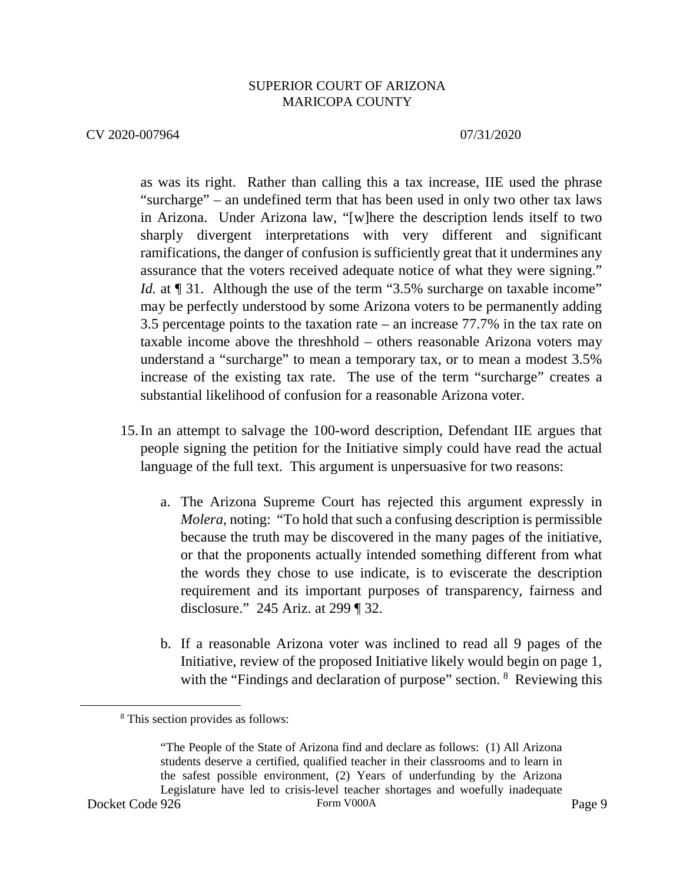as was its right. Rather than calling this a tax increase, IIE used the phrase "surcharge" – an undefined term that has been used in only two other tax laws in Arizona. Under Arizona law, "[w]here the description lends itself to two sharply divergent interpretations with very different and significant ramifications, the danger of confusion is sufficiently great that it undermines any assurance that the voters received adequate notice of what they were signing." *Id.* at ¶ 31. Although the use of the term "3.5% surcharge on taxable income" may be perfectly understood by some Arizona voters to be permanently adding 3.5 percentage points to the taxation rate – an increase 77.7% in the tax rate on taxable income above the threshhold – others reasonable Arizona voters may understand a "surcharge" to mean a temporary tax, or to mean a modest 3.5% increase of the existing tax rate. The use of the term "surcharge" creates a substantial likelihood of confusion for a reasonable Arizona voter.

15. In an attempt to salvage the 100-word description, Defendant IIE argues that people signing the petition for the Initiative simply could have read the actual language of the full text. This argument is unpersuasive for two reasons:

    a. The Arizona Supreme Court has rejected this argument expressly in *Molera*, noting: "To hold that such a confusing description is permissible because the truth may be discovered in the many pages of the initiative, or that the proponents actually intended something different from what the words they chose to use indicate, is to eviscerate the description requirement and its important purposes of transparency, fairness and disclosure." 245 Ariz. at 299 ¶ 32.

    b. If a reasonable Arizona voter was inclined to read all 9 pages of the Initiative, review of the proposed Initiative likely would begin on page 1, with the "Findings and declaration of purpose" section. [8] Reviewing this

---

[8] This section provides as follows:

"The People of the State of Arizona find and declare as follows: (1) All Arizona students deserve a certified, qualified teacher in their classrooms and to learn in the safest possible environment, (2) Years of underfunding by the Arizona Legislature have led to crisis-level teacher shortages and woefully inadequate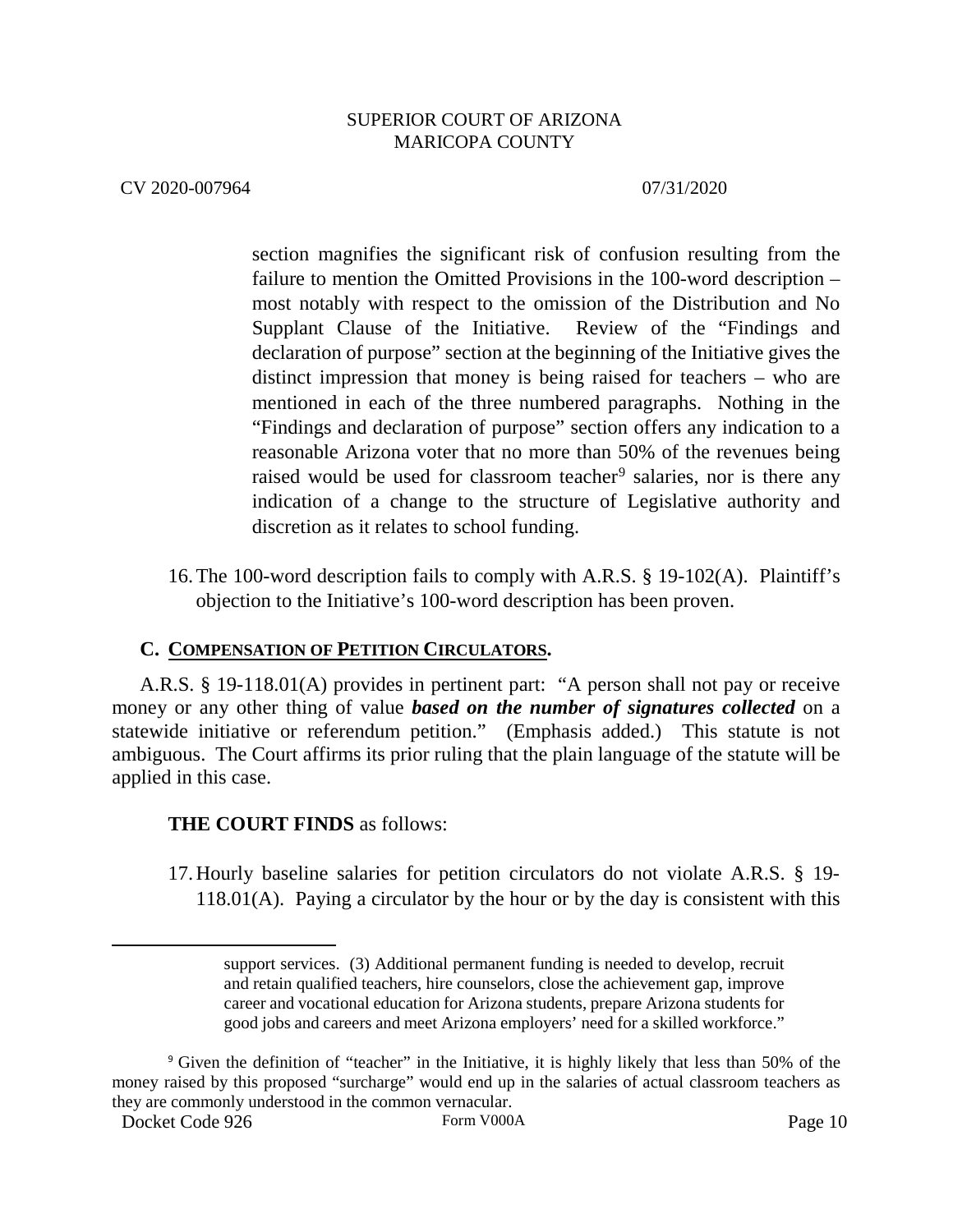section magnifies the significant risk of confusion resulting from the failure to mention the Omitted Provisions in the 100-word description – most notably with respect to the omission of the Distribution and No Supplant Clause of the Initiative. Review of the "Findings and declaration of purpose" section at the beginning of the Initiative gives the distinct impression that money is being raised for teachers – who are mentioned in each of the three numbered paragraphs. Nothing in the "Findings and declaration of purpose" section offers any indication to a reasonable Arizona voter that no more than 50% of the revenues being raised would be used for classroom teacher[9] salaries, nor is there any indication of a change to the structure of Legislative authority and discretion as it relates to school funding.

16. The 100-word description fails to comply with A.R.S. § 19-102(A). Plaintiff's objection to the Initiative's 100-word description has been proven.

### C. <u>Compensation of Petition Circulators.</u>

A.R.S. § 19-118.01(A) provides in pertinent part: "A person shall not pay or receive money or any other thing of value ***based on the number of signatures collected*** on a statewide initiative or referendum petition." (Emphasis added.) This statute is not ambiguous. The Court affirms its prior ruling that the plain language of the statute will be applied in this case.

**THE COURT FINDS** as follows:

17. Hourly baseline salaries for petition circulators do not violate A.R.S. § 19-118.01(A). Paying a circulator by the hour or by the day is consistent with this

---

support services. (3) Additional permanent funding is needed to develop, recruit and retain qualified teachers, hire counselors, close the achievement gap, improve career and vocational education for Arizona students, prepare Arizona students for good jobs and careers and meet Arizona employers' need for a skilled workforce."

[9] Given the definition of "teacher" in the Initiative, it is highly likely that less than 50% of the money raised by this proposed "surcharge" would end up in the salaries of actual classroom teachers as they are commonly understood in the common vernacular.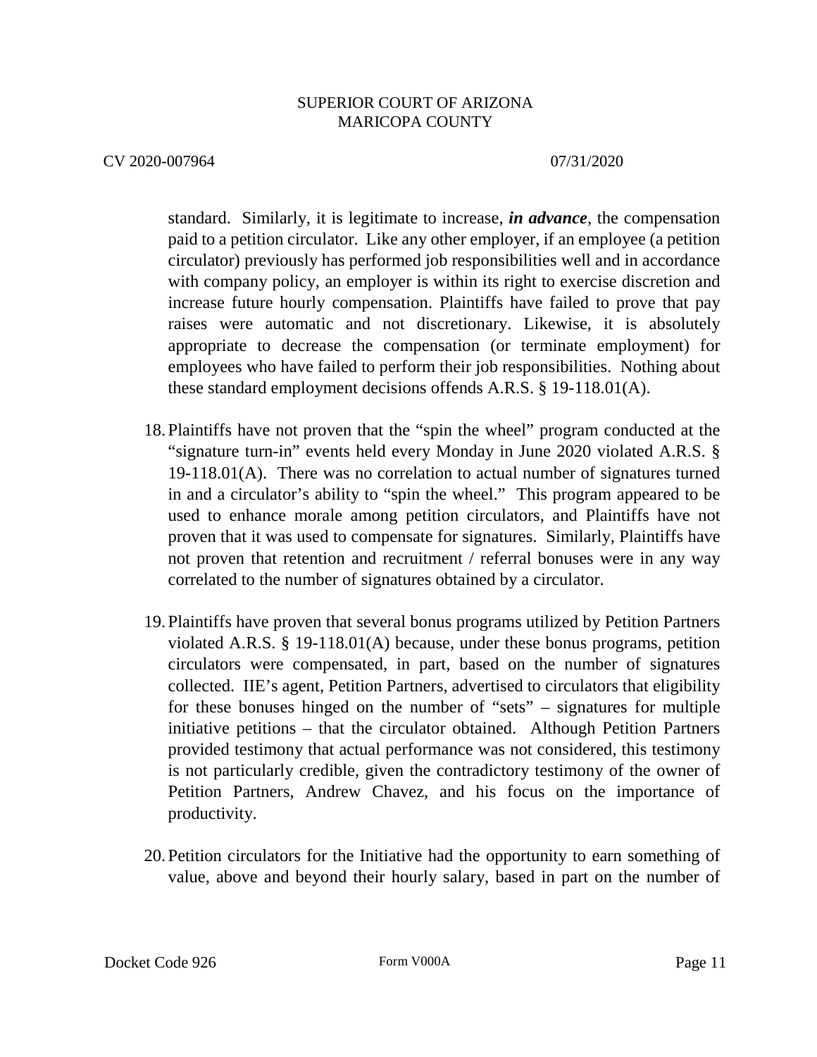standard. Similarly, it is legitimate to increase, ***in advance***, the compensation paid to a petition circulator. Like any other employer, if an employee (a petition circulator) previously has performed job responsibilities well and in accordance with company policy, an employer is within its right to exercise discretion and increase future hourly compensation. Plaintiffs have failed to prove that pay raises were automatic and not discretionary. Likewise, it is absolutely appropriate to decrease the compensation (or terminate employment) for employees who have failed to perform their job responsibilities. Nothing about these standard employment decisions offends A.R.S. § 19-118.01(A).

18. Plaintiffs have not proven that the "spin the wheel" program conducted at the "signature turn-in" events held every Monday in June 2020 violated A.R.S. § 19-118.01(A). There was no correlation to actual number of signatures turned in and a circulator's ability to "spin the wheel." This program appeared to be used to enhance morale among petition circulators, and Plaintiffs have not proven that it was used to compensate for signatures. Similarly, Plaintiffs have not proven that retention and recruitment / referral bonuses were in any way correlated to the number of signatures obtained by a circulator.

19. Plaintiffs have proven that several bonus programs utilized by Petition Partners violated A.R.S. § 19-118.01(A) because, under these bonus programs, petition circulators were compensated, in part, based on the number of signatures collected. IIE's agent, Petition Partners, advertised to circulators that eligibility for these bonuses hinged on the number of "sets" – signatures for multiple initiative petitions – that the circulator obtained. Although Petition Partners provided testimony that actual performance was not considered, this testimony is not particularly credible, given the contradictory testimony of the owner of Petition Partners, Andrew Chavez, and his focus on the importance of productivity.

20. Petition circulators for the Initiative had the opportunity to earn something of value, above and beyond their hourly salary, based in part on the number of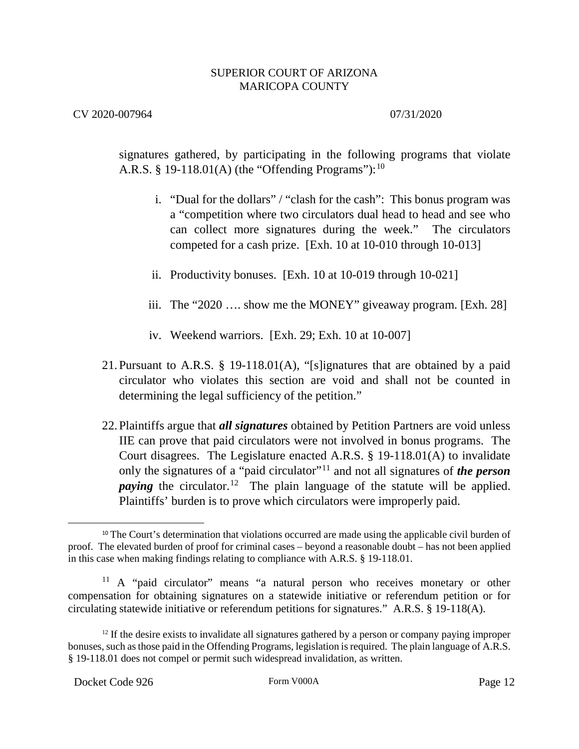signatures gathered, by participating in the following programs that violate A.R.S. § 19-118.01(A) (the "Offending Programs"):[10]

i. "Dual for the dollars" / "clash for the cash": This bonus program was a "competition where two circulators dual head to head and see who can collect more signatures during the week." The circulators competed for a cash prize. [Exh. 10 at 10-010 through 10-013]

ii. Productivity bonuses. [Exh. 10 at 10-019 through 10-021]

iii. The "2020 …. show me the MONEY" giveaway program. [Exh. 28]

iv. Weekend warriors. [Exh. 29; Exh. 10 at 10-007]

21. Pursuant to A.R.S. § 19-118.01(A), "[s]ignatures that are obtained by a paid circulator who violates this section are void and shall not be counted in determining the legal sufficiency of the petition."

22. Plaintiffs argue that ***all signatures*** obtained by Petition Partners are void unless IIE can prove that paid circulators were not involved in bonus programs. The Court disagrees. The Legislature enacted A.R.S. § 19-118.01(A) to invalidate only the signatures of a "paid circulator"[11] and not all signatures of ***the person paying*** the circulator.[12] The plain language of the statute will be applied. Plaintiffs' burden is to prove which circulators were improperly paid.

---

[10] The Court's determination that violations occurred are made using the applicable civil burden of proof. The elevated burden of proof for criminal cases – beyond a reasonable doubt – has not been applied in this case when making findings relating to compliance with A.R.S. § 19-118.01.

[11] A "paid circulator" means "a natural person who receives monetary or other compensation for obtaining signatures on a statewide initiative or referendum petition or for circulating statewide initiative or referendum petitions for signatures." A.R.S. § 19-118(A).

[12] If the desire exists to invalidate all signatures gathered by a person or company paying improper bonuses, such as those paid in the Offending Programs, legislation is required. The plain language of A.R.S. § 19-118.01 does not compel or permit such widespread invalidation, as written.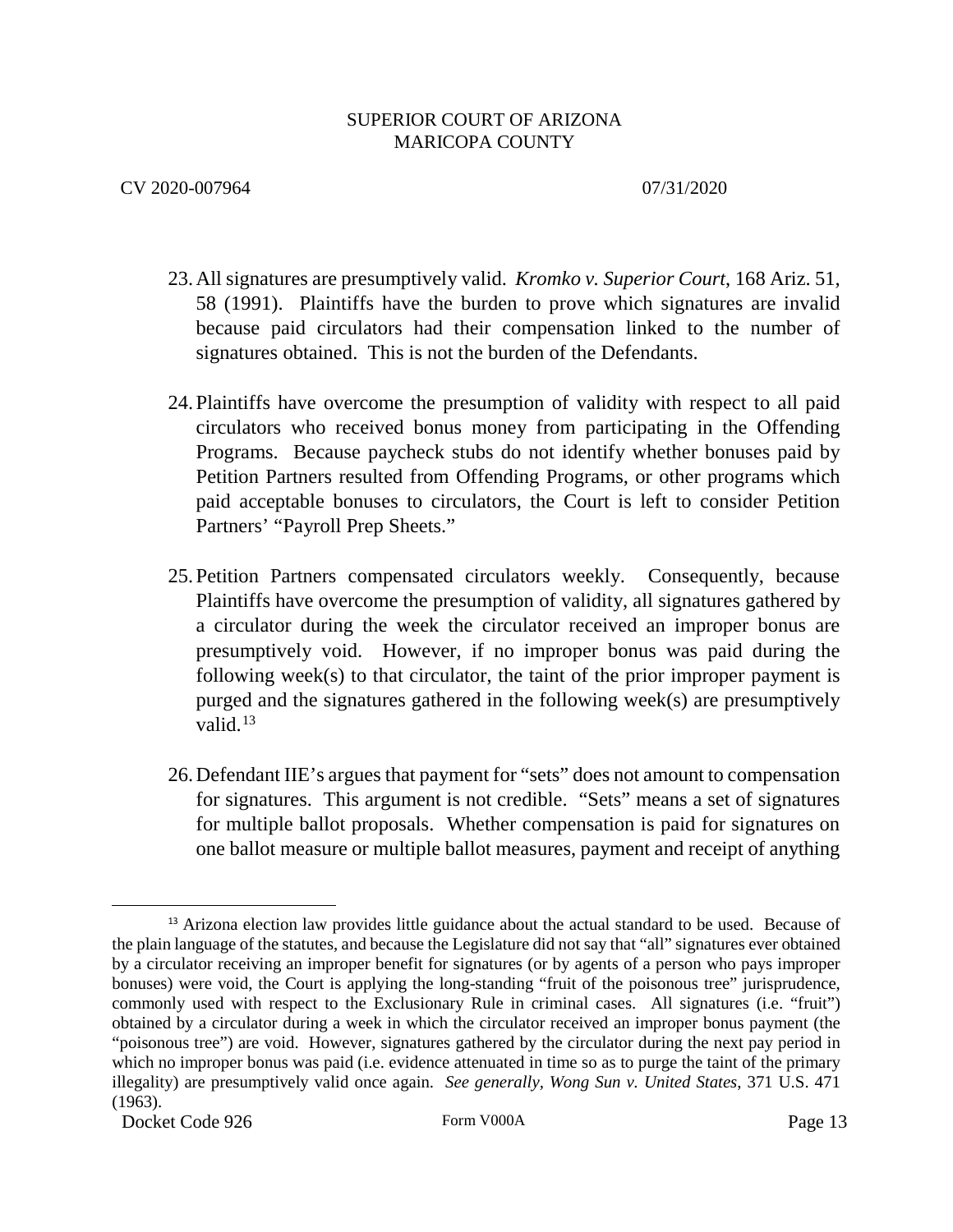23. All signatures are presumptively valid. *Kromko v. Superior Court*, 168 Ariz. 51, 58 (1991). Plaintiffs have the burden to prove which signatures are invalid because paid circulators had their compensation linked to the number of signatures obtained. This is not the burden of the Defendants.

24. Plaintiffs have overcome the presumption of validity with respect to all paid circulators who received bonus money from participating in the Offending Programs. Because paycheck stubs do not identify whether bonuses paid by Petition Partners resulted from Offending Programs, or other programs which paid acceptable bonuses to circulators, the Court is left to consider Petition Partners' "Payroll Prep Sheets."

25. Petition Partners compensated circulators weekly. Consequently, because Plaintiffs have overcome the presumption of validity, all signatures gathered by a circulator during the week the circulator received an improper bonus are presumptively void. However, if no improper bonus was paid during the following week(s) to that circulator, the taint of the prior improper payment is purged and the signatures gathered in the following week(s) are presumptively valid.[13]

26. Defendant IIE's argues that payment for "sets" does not amount to compensation for signatures. This argument is not credible. "Sets" means a set of signatures for multiple ballot proposals. Whether compensation is paid for signatures on one ballot measure or multiple ballot measures, payment and receipt of anything

[13] Arizona election law provides little guidance about the actual standard to be used. Because of the plain language of the statutes, and because the Legislature did not say that "all" signatures ever obtained by a circulator receiving an improper benefit for signatures (or by agents of a person who pays improper bonuses) were void, the Court is applying the long-standing "fruit of the poisonous tree" jurisprudence, commonly used with respect to the Exclusionary Rule in criminal cases. All signatures (i.e. "fruit") obtained by a circulator during a week in which the circulator received an improper bonus payment (the "poisonous tree") are void. However, signatures gathered by the circulator during the next pay period in which no improper bonus was paid (i.e. evidence attenuated in time so as to purge the taint of the primary illegality) are presumptively valid once again. *See generally*, *Wong Sun v. United States*, 371 U.S. 471 (1963).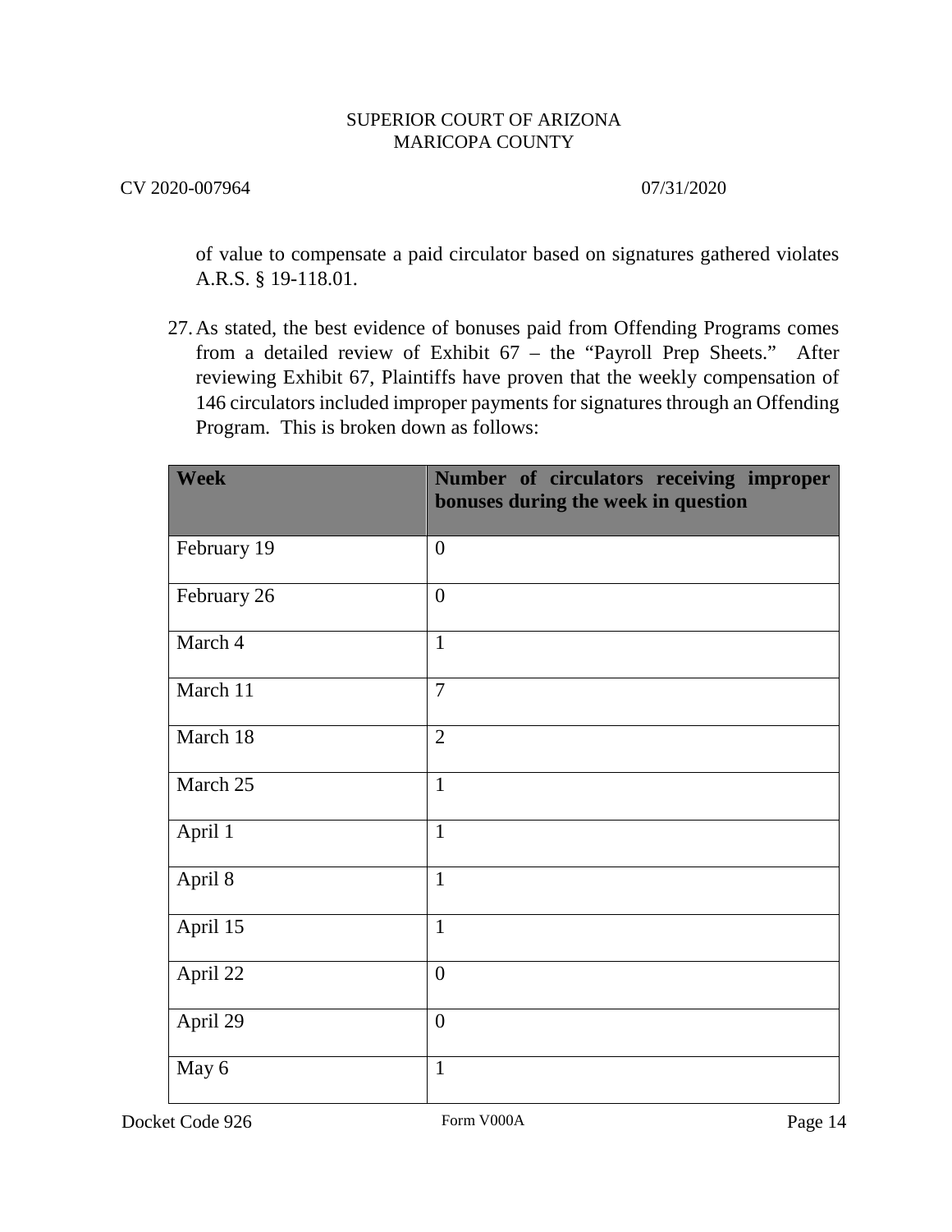of value to compensate a paid circulator based on signatures gathered violates A.R.S. § 19-118.01.

27. As stated, the best evidence of bonuses paid from Offending Programs comes from a detailed review of Exhibit 67 – the "Payroll Prep Sheets." After reviewing Exhibit 67, Plaintiffs have proven that the weekly compensation of 146 circulators included improper payments for signatures through an Offending Program. This is broken down as follows:

| Week | Number of circulators receiving improper bonuses during the week in question |
|---|---|
| February 19 | 0 |
| February 26 | 0 |
| March 4 | 1 |
| March 11 | 7 |
| March 18 | 2 |
| March 25 | 1 |
| April 1 | 1 |
| April 8 | 1 |
| April 15 | 1 |
| April 22 | 0 |
| April 29 | 0 |
| May 6 | 1 |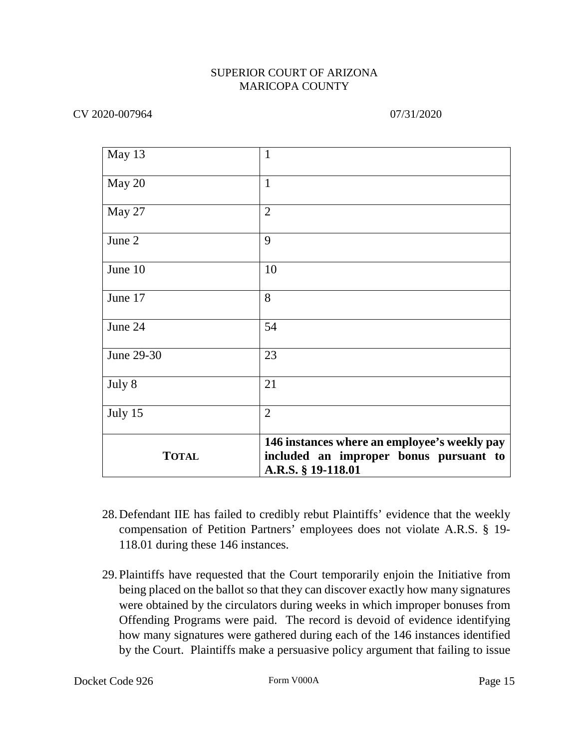| | |
|---|---|
| May 13 | 1 |
| May 20 | 1 |
| May 27 | 2 |
| June 2 | 9 |
| June 10 | 10 |
| June 17 | 8 |
| June 24 | 54 |
| June 29-30 | 23 |
| July 8 | 21 |
| July 15 | 2 |
| **TOTAL** | **146 instances where an employee's weekly pay included an improper bonus pursuant to A.R.S. § 19-118.01** |

28. Defendant IIE has failed to credibly rebut Plaintiffs' evidence that the weekly compensation of Petition Partners' employees does not violate A.R.S. § 19-118.01 during these 146 instances.

29. Plaintiffs have requested that the Court temporarily enjoin the Initiative from being placed on the ballot so that they can discover exactly how many signatures were obtained by the circulators during weeks in which improper bonuses from Offending Programs were paid. The record is devoid of evidence identifying how many signatures were gathered during each of the 146 instances identified by the Court. Plaintiffs make a persuasive policy argument that failing to issue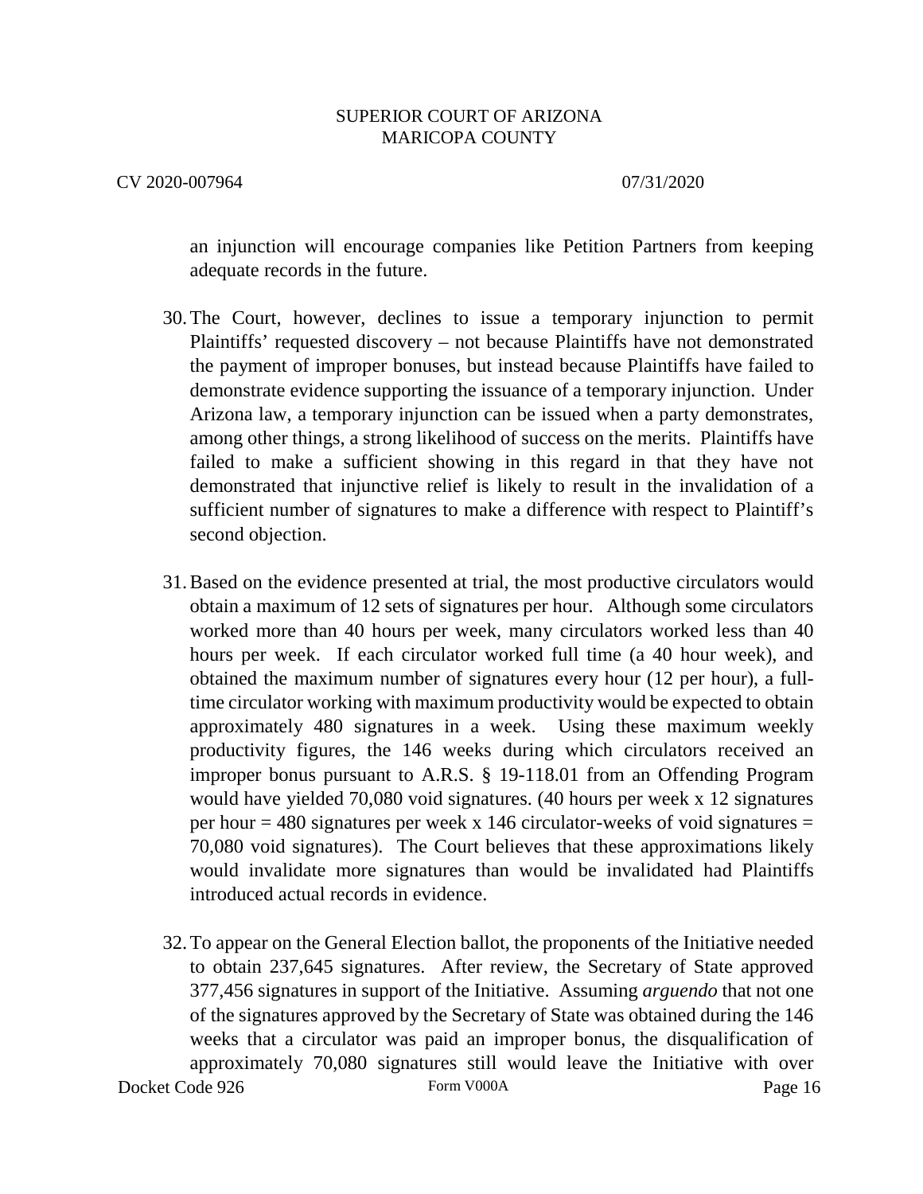an injunction will encourage companies like Petition Partners from keeping adequate records in the future.

30. The Court, however, declines to issue a temporary injunction to permit Plaintiffs' requested discovery – not because Plaintiffs have not demonstrated the payment of improper bonuses, but instead because Plaintiffs have failed to demonstrate evidence supporting the issuance of a temporary injunction. Under Arizona law, a temporary injunction can be issued when a party demonstrates, among other things, a strong likelihood of success on the merits. Plaintiffs have failed to make a sufficient showing in this regard in that they have not demonstrated that injunctive relief is likely to result in the invalidation of a sufficient number of signatures to make a difference with respect to Plaintiff's second objection.

31. Based on the evidence presented at trial, the most productive circulators would obtain a maximum of 12 sets of signatures per hour. Although some circulators worked more than 40 hours per week, many circulators worked less than 40 hours per week. If each circulator worked full time (a 40 hour week), and obtained the maximum number of signatures every hour (12 per hour), a full-time circulator working with maximum productivity would be expected to obtain approximately 480 signatures in a week. Using these maximum weekly productivity figures, the 146 weeks during which circulators received an improper bonus pursuant to A.R.S. § 19-118.01 from an Offending Program would have yielded 70,080 void signatures. (40 hours per week x 12 signatures per hour = 480 signatures per week x 146 circulator-weeks of void signatures = 70,080 void signatures). The Court believes that these approximations likely would invalidate more signatures than would be invalidated had Plaintiffs introduced actual records in evidence.

32. To appear on the General Election ballot, the proponents of the Initiative needed to obtain 237,645 signatures. After review, the Secretary of State approved 377,456 signatures in support of the Initiative. Assuming *arguendo* that not one of the signatures approved by the Secretary of State was obtained during the 146 weeks that a circulator was paid an improper bonus, the disqualification of approximately 70,080 signatures still would leave the Initiative with over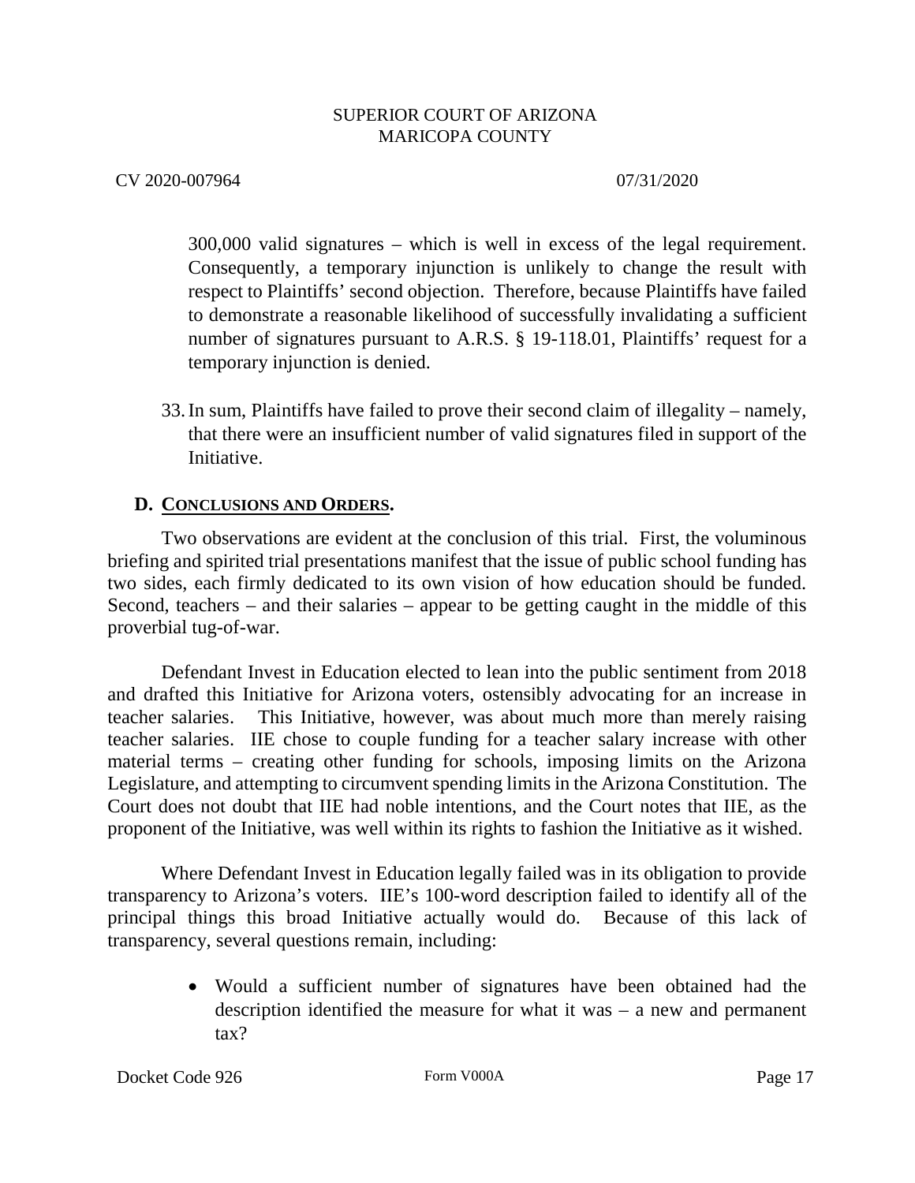300,000 valid signatures – which is well in excess of the legal requirement. Consequently, a temporary injunction is unlikely to change the result with respect to Plaintiffs' second objection. Therefore, because Plaintiffs have failed to demonstrate a reasonable likelihood of successfully invalidating a sufficient number of signatures pursuant to A.R.S. § 19-118.01, Plaintiffs' request for a temporary injunction is denied.

33. In sum, Plaintiffs have failed to prove their second claim of illegality – namely, that there were an insufficient number of valid signatures filed in support of the Initiative.

## D. CONCLUSIONS AND ORDERS.

Two observations are evident at the conclusion of this trial. First, the voluminous briefing and spirited trial presentations manifest that the issue of public school funding has two sides, each firmly dedicated to its own vision of how education should be funded. Second, teachers – and their salaries – appear to be getting caught in the middle of this proverbial tug-of-war.

Defendant Invest in Education elected to lean into the public sentiment from 2018 and drafted this Initiative for Arizona voters, ostensibly advocating for an increase in teacher salaries. This Initiative, however, was about much more than merely raising teacher salaries. IIE chose to couple funding for a teacher salary increase with other material terms – creating other funding for schools, imposing limits on the Arizona Legislature, and attempting to circumvent spending limits in the Arizona Constitution. The Court does not doubt that IIE had noble intentions, and the Court notes that IIE, as the proponent of the Initiative, was well within its rights to fashion the Initiative as it wished.

Where Defendant Invest in Education legally failed was in its obligation to provide transparency to Arizona's voters. IIE's 100-word description failed to identify all of the principal things this broad Initiative actually would do. Because of this lack of transparency, several questions remain, including:

- Would a sufficient number of signatures have been obtained had the description identified the measure for what it was – a new and permanent tax?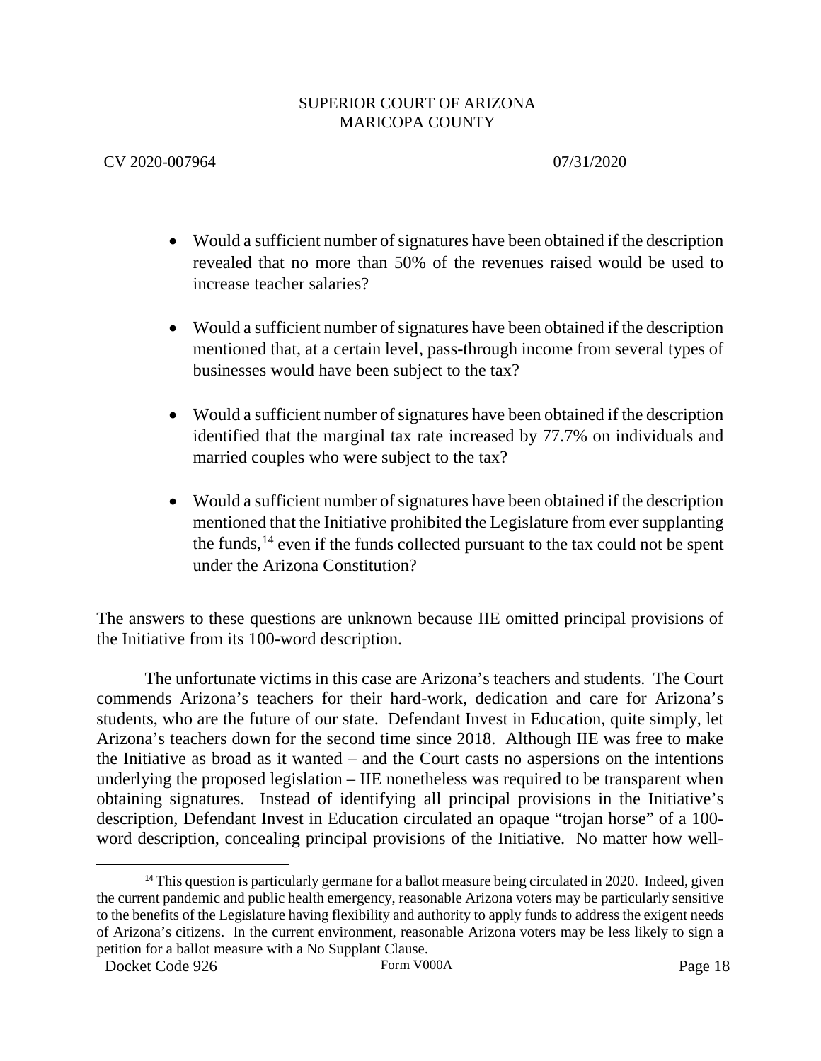- Would a sufficient number of signatures have been obtained if the description revealed that no more than 50% of the revenues raised would be used to increase teacher salaries?

- Would a sufficient number of signatures have been obtained if the description mentioned that, at a certain level, pass-through income from several types of businesses would have been subject to the tax?

- Would a sufficient number of signatures have been obtained if the description identified that the marginal tax rate increased by 77.7% on individuals and married couples who were subject to the tax?

- Would a sufficient number of signatures have been obtained if the description mentioned that the Initiative prohibited the Legislature from ever supplanting the funds,[14] even if the funds collected pursuant to the tax could not be spent under the Arizona Constitution?

The answers to these questions are unknown because IIE omitted principal provisions of the Initiative from its 100-word description.

The unfortunate victims in this case are Arizona's teachers and students. The Court commends Arizona's teachers for their hard-work, dedication and care for Arizona's students, who are the future of our state. Defendant Invest in Education, quite simply, let Arizona's teachers down for the second time since 2018. Although IIE was free to make the Initiative as broad as it wanted – and the Court casts no aspersions on the intentions underlying the proposed legislation – IIE nonetheless was required to be transparent when obtaining signatures. Instead of identifying all principal provisions in the Initiative's description, Defendant Invest in Education circulated an opaque "trojan horse" of a 100-word description, concealing principal provisions of the Initiative. No matter how well-

[14] This question is particularly germane for a ballot measure being circulated in 2020. Indeed, given the current pandemic and public health emergency, reasonable Arizona voters may be particularly sensitive to the benefits of the Legislature having flexibility and authority to apply funds to address the exigent needs of Arizona's citizens. In the current environment, reasonable Arizona voters may be less likely to sign a petition for a ballot measure with a No Supplant Clause.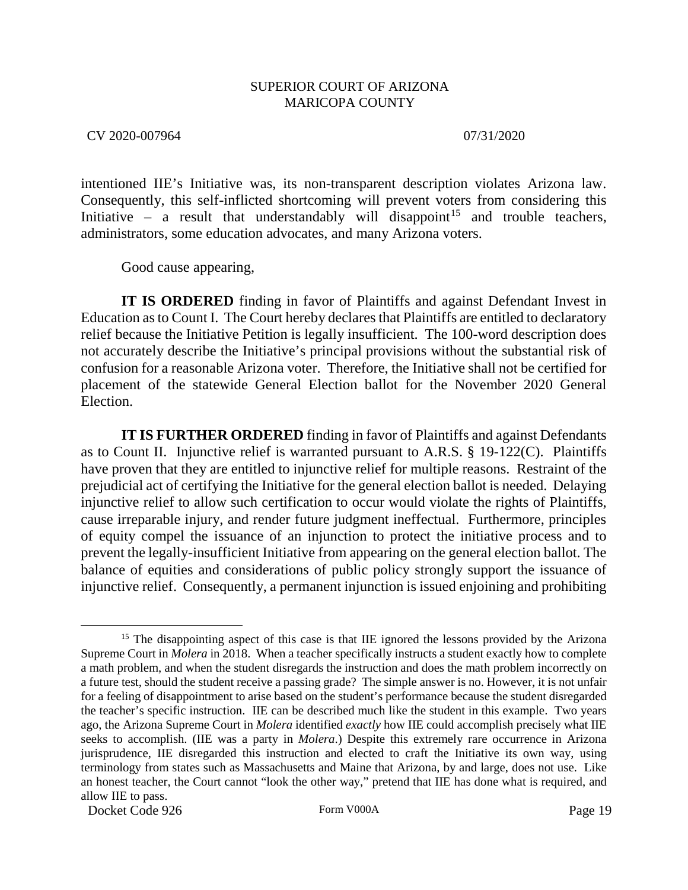intentioned IIE's Initiative was, its non-transparent description violates Arizona law. Consequently, this self-inflicted shortcoming will prevent voters from considering this Initiative – a result that understandably will disappoint[15] and trouble teachers, administrators, some education advocates, and many Arizona voters.

Good cause appearing,

**IT IS ORDERED** finding in favor of Plaintiffs and against Defendant Invest in Education as to Count I. The Court hereby declares that Plaintiffs are entitled to declaratory relief because the Initiative Petition is legally insufficient. The 100-word description does not accurately describe the Initiative's principal provisions without the substantial risk of confusion for a reasonable Arizona voter. Therefore, the Initiative shall not be certified for placement of the statewide General Election ballot for the November 2020 General Election.

**IT IS FURTHER ORDERED** finding in favor of Plaintiffs and against Defendants as to Count II. Injunctive relief is warranted pursuant to A.R.S. § 19-122(C). Plaintiffs have proven that they are entitled to injunctive relief for multiple reasons. Restraint of the prejudicial act of certifying the Initiative for the general election ballot is needed. Delaying injunctive relief to allow such certification to occur would violate the rights of Plaintiffs, cause irreparable injury, and render future judgment ineffectual. Furthermore, principles of equity compel the issuance of an injunction to protect the initiative process and to prevent the legally-insufficient Initiative from appearing on the general election ballot. The balance of equities and considerations of public policy strongly support the issuance of injunctive relief. Consequently, a permanent injunction is issued enjoining and prohibiting

[15] The disappointing aspect of this case is that IIE ignored the lessons provided by the Arizona Supreme Court in *Molera* in 2018. When a teacher specifically instructs a student exactly how to complete a math problem, and when the student disregards the instruction and does the math problem incorrectly on a future test, should the student receive a passing grade? The simple answer is no. However, it is not unfair for a feeling of disappointment to arise based on the student's performance because the student disregarded the teacher's specific instruction. IIE can be described much like the student in this example. Two years ago, the Arizona Supreme Court in *Molera* identified *exactly* how IIE could accomplish precisely what IIE seeks to accomplish. (IIE was a party in *Molera*.) Despite this extremely rare occurrence in Arizona jurisprudence, IIE disregarded this instruction and elected to craft the Initiative its own way, using terminology from states such as Massachusetts and Maine that Arizona, by and large, does not use. Like an honest teacher, the Court cannot "look the other way," pretend that IIE has done what is required, and allow IIE to pass.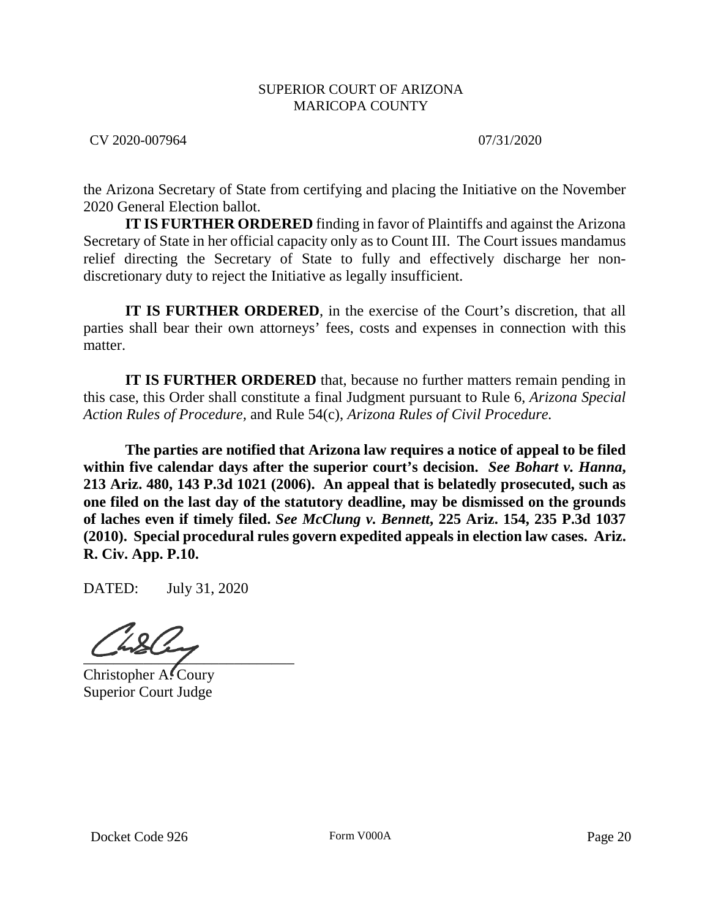the Arizona Secretary of State from certifying and placing the Initiative on the November 2020 General Election ballot.

**IT IS FURTHER ORDERED** finding in favor of Plaintiffs and against the Arizona Secretary of State in her official capacity only as to Count III. The Court issues mandamus relief directing the Secretary of State to fully and effectively discharge her non-discretionary duty to reject the Initiative as legally insufficient.

**IT IS FURTHER ORDERED**, in the exercise of the Court's discretion, that all parties shall bear their own attorneys' fees, costs and expenses in connection with this matter.

**IT IS FURTHER ORDERED** that, because no further matters remain pending in this case, this Order shall constitute a final Judgment pursuant to Rule 6, *Arizona Special Action Rules of Procedure*, and Rule 54(c), *Arizona Rules of Civil Procedure.*

**The parties are notified that Arizona law requires a notice of appeal to be filed within five calendar days after the superior court's decision. *See Bohart v. Hanna*, 213 Ariz. 480, 143 P.3d 1021 (2006). An appeal that is belatedly prosecuted, such as one filed on the last day of the statutory deadline, may be dismissed on the grounds of laches even if timely filed. *See McClung v. Bennett*, 225 Ariz. 154, 235 P.3d 1037 (2010). Special procedural rules govern expedited appeals in election law cases. Ariz. R. Civ. App. P.10.**

DATED: July 31, 2020

\_\_\_\_\_\_\_\_\_\_\_\_\_\_\_\_\_\_\_\_\_\_\_\_\_\_\_\_

Christopher A. Coury
Superior Court Judge